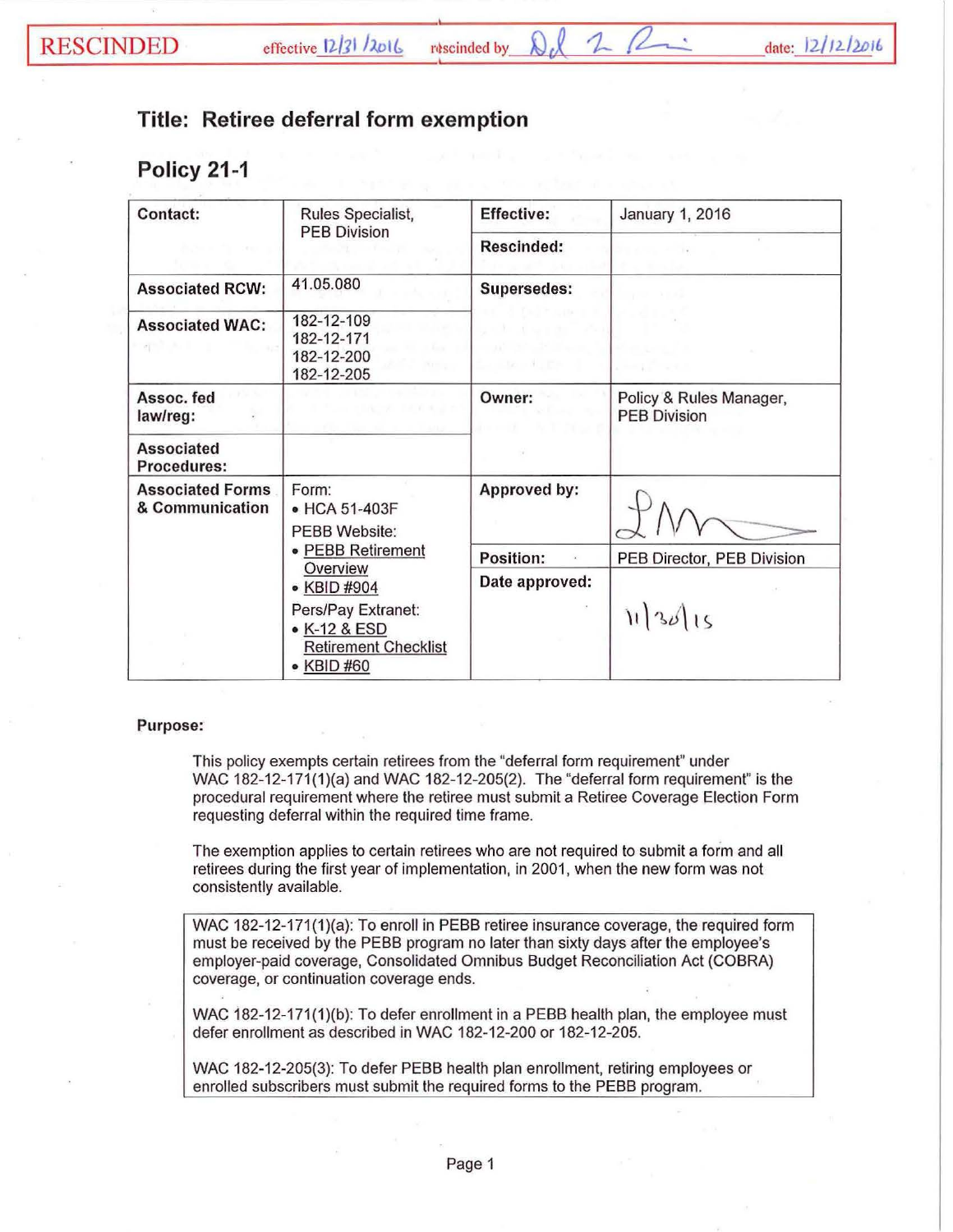RESCINDED effective 12/31/2016 rescinded by Dol 2 Ri date: 12/12/2016

# Title: Retiree deferral form exemption

## Policy 21-1

| Contact: | Rules Specialist, PEB Division | Effective: | January 1, 2016 |
|---|---|---|---|
| | | Rescinded: | |
| Associated RCW: | 41.05.080 | Supersedes: | |
| Associated WAC: | 182-12-109<br>182-12-171<br>182-12-200<br>182-12-205 | | |
| Assoc. fed law/reg: | | Owner: | Policy & Rules Manager, PEB Division |
| Associated Procedures: | | | |
| Associated Forms & Communication | Form:<br>• HCA 51-403F<br>PEBB Website:<br>• PEBB Retirement Overview<br>• KBID #904<br>Pers/Pay Extranet:<br>• K-12 & ESD Retirement Checklist<br>• KBID #60 | Approved by: | |
| | | Position: | PEB Director, PEB Division |
| | | Date approved: | 11/30/15 |

**Purpose:**

This policy exempts certain retirees from the "deferral form requirement" under WAC 182-12-171(1)(a) and WAC 182-12-205(2). The "deferral form requirement" is the procedural requirement where the retiree must submit a Retiree Coverage Election Form requesting deferral within the required time frame.

The exemption applies to certain retirees who are not required to submit a form and all retirees during the first year of implementation, in 2001, when the new form was not consistently available.

> WAC 182-12-171(1)(a): To enroll in PEBB retiree insurance coverage, the required form must be received by the PEBB program no later than sixty days after the employee's employer-paid coverage, Consolidated Omnibus Budget Reconciliation Act (COBRA) coverage, or continuation coverage ends.
>
> WAC 182-12-171(1)(b): To defer enrollment in a PEBB health plan, the employee must defer enrollment as described in WAC 182-12-200 or 182-12-205.
>
> WAC 182-12-205(3): To defer PEBB health plan enrollment, retiring employees or enrolled subscribers must submit the required forms to the PEBB program.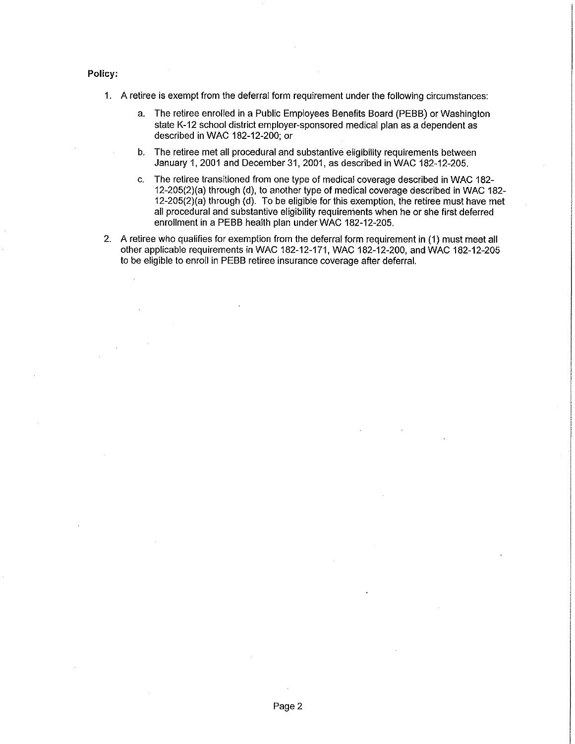**Policy:**

1. A retiree is exempt from the deferral form requirement under the following circumstances:

   a. The retiree enrolled in a Public Employees Benefits Board (PEBB) or Washington state K-12 school district employer-sponsored medical plan as a dependent as described in WAC 182-12-200; or

   b. The retiree met all procedural and substantive eligibility requirements between January 1, 2001 and December 31, 2001, as described in WAC 182-12-205.

   c. The retiree transitioned from one type of medical coverage described in WAC 182-12-205(2)(a) through (d), to another type of medical coverage described in WAC 182-12-205(2)(a) through (d). To be eligible for this exemption, the retiree must have met all procedural and substantive eligibility requirements when he or she first deferred enrollment in a PEBB health plan under WAC 182-12-205.

2. A retiree who qualifies for exemption from the deferral form requirement in (1) must meet all other applicable requirements in WAC 182-12-171, WAC 182-12-200, and WAC 182-12-205 to be eligible to enroll in PEBB retiree insurance coverage after deferral.